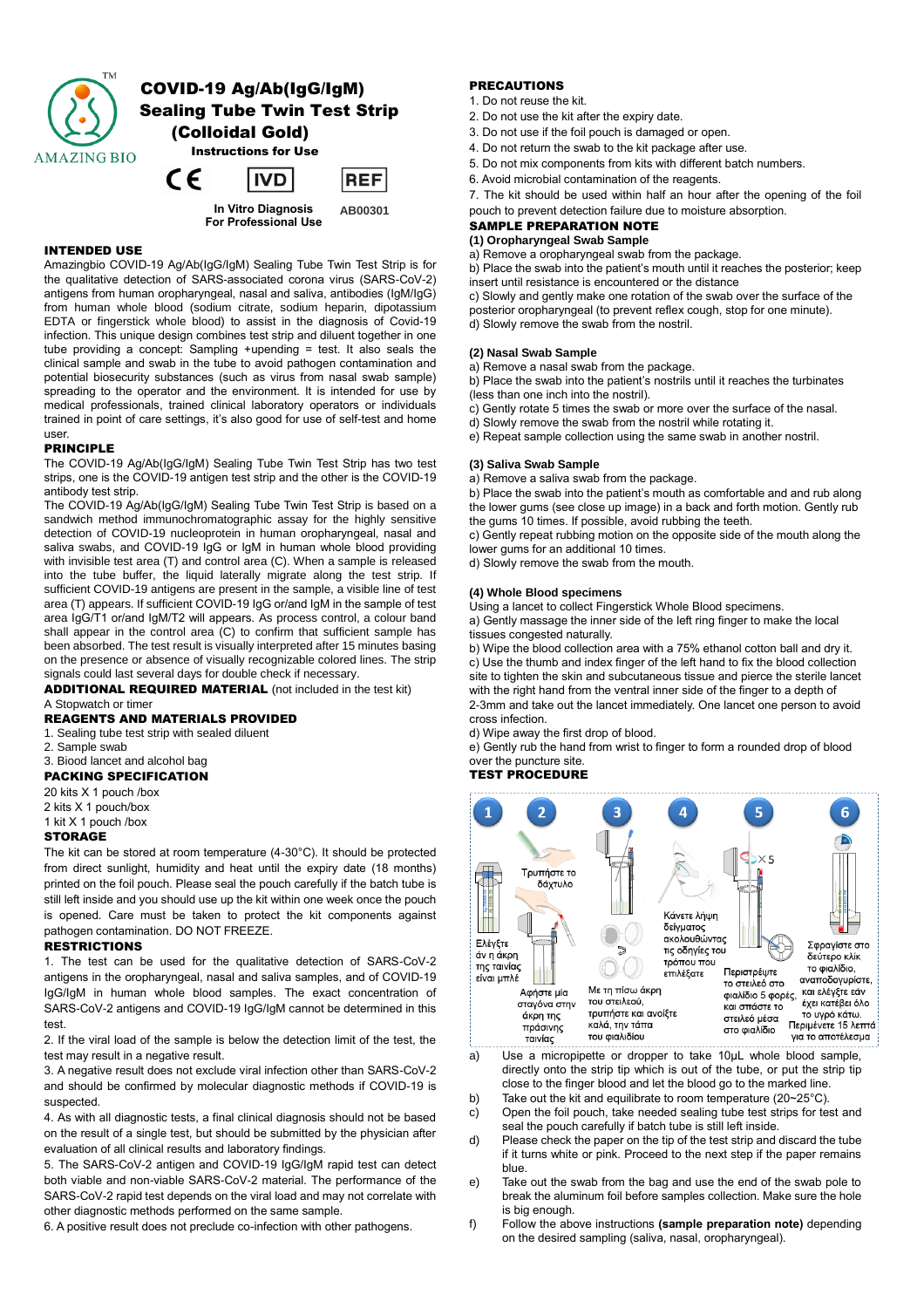# COVID-19 Ag/Ab(IgG/IgM) Sealing Tube Twin Test Strip (Colloidal Gold)

**Instructions for Use**

AMAZING BIO™

CE | IVD | REF AB00301

In Vitro Diagnosis
For Professional Use

## INTENDED USE

Amazingbio COVID-19 Ag/Ab(IgG/IgM) Sealing Tube Twin Test Strip is for the qualitative detection of SARS-associated corona virus (SARS-CoV-2) antigens from human oropharyngeal, nasal and saliva, antibodies (IgM/IgG) from human whole blood (sodium citrate, sodium heparin, dipotassium EDTA or fingerstick whole blood) to assist in the diagnosis of Covid-19 infection. This unique design combines test strip and diluent together in one tube providing a concept: Sampling +upending = test. It also seals the clinical sample and swab in the tube to avoid pathogen contamination and potential biosecurity substances (such as virus from nasal swab sample) spreading to the operator and the environment. It is intended for use by medical professionals, trained clinical laboratory operators or individuals trained in point of care settings, it's also good for use of self-test and home user.

## PRINCIPLE

The COVID-19 Ag/Ab(IgG/IgM) Sealing Tube Twin Test Strip has two test strips, one is the COVID-19 antigen test strip and the other is the COVID-19 antibody test strip.

The COVID-19 Ag/Ab(IgG/IgM) Sealing Tube Twin Test Strip is based on a sandwich method immunochromatographic assay for the highly sensitive detection of COVID-19 nucleoprotein in human oropharyngeal, nasal and saliva swabs, and COVID-19 IgG or IgM in human whole blood providing with invisible test area (T) and control area (C). When a sample is released into the tube buffer, the liquid laterally migrate along the test strip. If sufficient COVID-19 antigens are present in the sample, a visible line of test area (T) appears. If sufficient COVID-19 IgG or/and IgM in the sample of test area IgG/T1 or/and IgM/T2 will appears. As process control, a colour band shall appear in the control area (C) to confirm that sufficient sample has been absorbed. The test result is visually interpreted after 15 minutes basing on the presence or absence of visually recognizable colored lines. The strip signals could last several days for double check if necessary.

## ADDITIONAL REQUIRED MATERIAL (not included in the test kit)

A Stopwatch or timer

## REAGENTS AND MATERIALS PROVIDED

1. Sealing tube test strip with sealed diluent
2. Sample swab
3. Biood lancet and alcohol bag

## PACKING SPECIFICATION

20 kits X 1 pouch /box
2 kits X 1 pouch/box
1 kit X 1 pouch /box

## STORAGE

The kit can be stored at room temperature (4-30°C). It should be protected from direct sunlight, humidity and heat until the expiry date (18 months) printed on the foil pouch. Please seal the pouch carefully if the batch tube is still left inside and you should use up the kit within one week once the pouch is opened. Care must be taken to protect the kit components against pathogen contamination. DO NOT FREEZE.

## RESTRICTIONS

1. The test can be used for the qualitative detection of SARS-CoV-2 antigens in the oropharyngeal, nasal and saliva samples, and of COVID-19 IgG/IgM in human whole blood samples. The exact concentration of SARS-CoV-2 antigens and COVID-19 IgG/IgM cannot be determined in this test.
2. If the viral load of the sample is below the detection limit of the test, the test may result in a negative result.
3. A negative result does not exclude viral infection other than SARS-CoV-2 and should be confirmed by molecular diagnostic methods if COVID-19 is suspected.
4. As with all diagnostic tests, a final clinical diagnosis should not be based on the result of a single test, but should be submitted by the physician after evaluation of all clinical results and laboratory findings.
5. The SARS-CoV-2 antigen and COVID-19 IgG/IgM rapid test can detect both viable and non-viable SARS-CoV-2 material. The performance of the SARS-CoV-2 rapid test depends on the viral load and may not correlate with other diagnostic methods performed on the same sample.
6. A positive result does not preclude co-infection with other pathogens.

## PRECAUTIONS

1. Do not reuse the kit.
2. Do not use the kit after the expiry date.
3. Do not use if the foil pouch is damaged or open.
4. Do not return the swab to the kit package after use.
5. Do not mix components from kits with different batch numbers.
6. Avoid microbial contamination of the reagents.
7. The kit should be used within half an hour after the opening of the foil pouch to prevent detection failure due to moisture absorption.

## SAMPLE PREPARATION NOTE

**(1) Oropharyngeal Swab Sample**

a) Remove a oropharyngeal swab from the package.
b) Place the swab into the patient's mouth until it reaches the posterior; keep insert until resistance is encountered or the distance
c) Slowly and gently make one rotation of the swab over the surface of the posterior oropharyngeal (to prevent reflex cough, stop for one minute).
d) Slowly remove the swab from the nostril.

**(2) Nasal Swab Sample**

a) Remove a nasal swab from the package.
b) Place the swab into the patient's nostrils until it reaches the turbinates (less than one inch into the nostril).
c) Gently rotate 5 times the swab or more over the surface of the nasal.
d) Slowly remove the swab from the nostril while rotating it.
e) Repeat sample collection using the same swab in another nostril.

**(3) Saliva Swab Sample**

a) Remove a saliva swab from the package.
b) Place the swab into the patient's mouth as comfortable and and rub along the lower gums (see close up image) in a back and forth motion. Gently rub the gums 10 times. If possible, avoid rubbing the teeth.
c) Gently repeat rubbing motion on the opposite side of the mouth along the lower gums for an additional 10 times.
d) Slowly remove the swab from the mouth.

**(4) Whole Blood specimens**

Using a lancet to collect Fingerstick Whole Blood specimens.
a) Gently massage the inner side of the left ring finger to make the local tissues congested naturally.
b) Wipe the blood collection area with a 75% ethanol cotton ball and dry it.
c) Use the thumb and index finger of the left hand to fix the blood collection site to tighten the skin and subcutaneous tissue and pierce the sterile lancet with the right hand from the ventral inner side of the finger to a depth of 2-3mm and take out the lancet immediately. One lancet one person to avoid cross infection.
d) Wipe away the first drop of blood.
e) Gently rub the hand from wrist to finger to form a rounded drop of blood over the puncture site.

## TEST PROCEDURE

1. Ελέγξτε άν η άκρη της ταινίας είναι μπλέ
2. Τρυπήστε το δάχτυλο / Αφήστε μία σταγόνα στην άκρη της πράσινης ταινίας
3. Με τη πίσω άκρη του στειλεού, τρυπήστε καλά, την τάπα του φιαλιδίου
4. Κάνετε λήψη δείγματος ακολουθώντας τις οδηγίες του τρόπου που επιλέξατε
5. ×5 Περιστρέψτε το στειλεό στο φιαλίδιο 5 φορές, και σπάστε το στειλεό μέσα στο φιαλίδιο
6. Σφραγίστε στο δεύτερο κλίκ το φιαλίδιο, αναποδογυρίστε, και ελέγξτε εάν έχει κατέβει όλο το υγρό κάτω. Περιμένετε 15 λεπτά για το αποτέλεσμα

a) Use a micropipette or dropper to take 10μL whole blood sample, directly onto the strip tip which is out of the tube, or put the strip tip close to the finger blood and let the blood go to the marked line.
b) Take out the kit and equilibrate to room temperature (20~25°C).
c) Open the foil pouch, take needed sealing tube test strips for test and seal the pouch carefully if batch tube is still left inside.
d) Please check the paper on the tip of the test strip and discard the tube if it turns white or pink. Proceed to the next step if the paper remains blue.
e) Take out the swab from the bag and use the end of the swab pole to break the aluminum foil before samples collection. Make sure the hole is big enough.
f) Follow the above instructions **(sample preparation note)** depending on the desired sampling (saliva, nasal, oropharyngeal).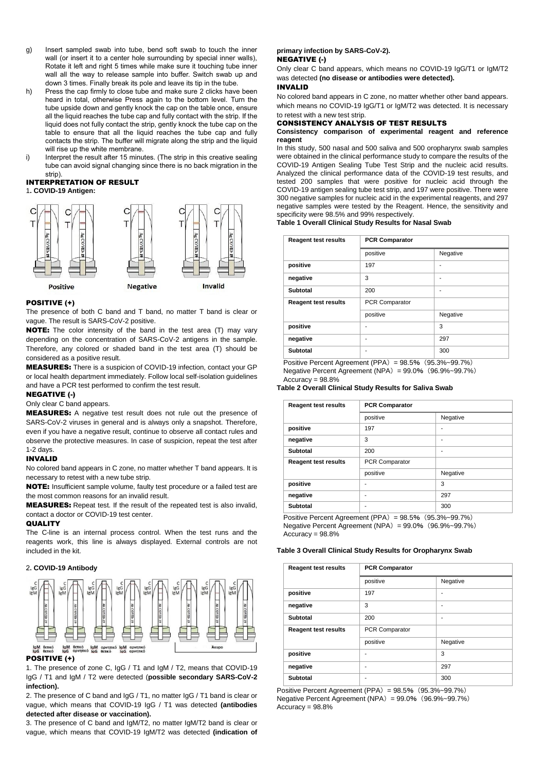g) Insert sampled swab into tube, bend soft swab to touch the inner wall (or insert it to a center hole surrounding by special inner walls), Rotate it left and right 5 times while make sure it touching tube inner wall all the way to release sample into buffer. Switch swab up and down 3 times. Finally break its pole and leave its tip in the tube.

h) Press the cap firmly to close tube and make sure 2 clicks have been heard in total, otherwise Press again to the bottom level. Turn the tube upside down and gently knock the cap on the table once, ensure all the liquid reaches the tube cap and fully contact with the strip. If the liquid does not fully contact the strip, gently knock the tube cap on the table to ensure that all the liquid reaches the tube cap and fully contacts the strip. The buffer will migrate along the strip and the liquid will rise up the white membrane.

i) Interpret the result after 15 minutes. (The strip in this creative sealing tube can avoid signal changing since there is no back migration in the strip).

## INTERPRETATION OF RESULT

**1. COVID-19 Antigen:**

Positive    Negative    Invalid

### POSITIVE (+)

The presence of both C band and T band, no matter T band is clear or vague. The result is SARS-CoV-2 positive.

**NOTE:** The color intensity of the band in the test area (T) may vary depending on the concentration of SARS-CoV-2 antigens in the sample. Therefore, any colored or shaded band in the test area (T) should be considered as a positive result.

**MEASURES:** There is a suspicion of COVID-19 infection, contact your GP or local health department immediately. Follow local self-isolation guidelines and have a PCR test performed to confirm the test result.

### NEGATIVE (-)

Only clear C band appears.

**MEASURES:** A negative test result does not rule out the presence of SARS-CoV-2 viruses in general and is always only a snapshot. Therefore, even if you have a negative result, continue to observe all contact rules and observe the protective measures. In case of suspicion, repeat the test after 1-2 days.

### INVALID

No colored band appears in C zone, no matter whether T band appears. It is necessary to retest with a new tube strip.

**NOTE:** Insufficient sample volume, faulty test procedure or a failed test are the most common reasons for an invalid result.

**MEASURES:** Repeat test. If the result of the repeated test is also invalid, contact a doctor or COVID-19 test center.

### QUALITY

The C-line is an internal process control. When the test runs and the reagents work, this line is always displayed. External controls are not included in the kit.

**2. COVID-19 Antibody**

IgM θετικό IgG θετικό | IgM θετικό IgG αρνητικό | IgM αρνητικό IgG θετικό | IgM αρνητικό IgG αρνητικό | Άκυρο

### POSITIVE (+)

1. The presence of zone C, IgG / T1 and IgM / T2, means that COVID-19 IgG / T1 and IgM / T2 were detected (**possible secondary SARS-CoV-2 infection).**

2. The presence of C band and IgG / T1, no matter IgG / T1 band is clear or vague, which means that COVID-19 IgG / T1 was detected **(antibodies detected after disease or vaccination).**

3. The presence of C band and IgM/T2, no matter IgM/T2 band is clear or vague, which means that COVID-19 IgM/T2 was detected **(indication of primary infection by SARS-CoV-2).**

### NEGATIVE (-)

Only clear C band appears, which means no COVID-19 IgG/T1 or IgM/T2 was detected **(no disease or antibodies were detected).**

### INVALID

No colored band appears in C zone, no matter whether other band appears. which means no COVID-19 IgG/T1 or IgM/T2 was detected. It is necessary to retest with a new test strip.

## CONSISTENCY ANALYSIS OF TEST RESULTS

**Consistency comparison of experimental reagent and reference reagent**

In this study, 500 nasal and 500 saliva and 500 oropharynx swab samples were obtained in the clinical performance study to compare the results of the COVID-19 Antigen Sealing Tube Test Strip and the nucleic acid results. Analyzed the clinical performance data of the COVID-19 test results, and tested 200 samples that were positive for nucleic acid through the COVID-19 antigen sealing tube test strip, and 197 were positive. There were 300 negative samples for nucleic acid in the experimental reagents, and 297 negative samples were tested by the Reagent. Hence, the sensitivity and specificity were 98.5% and 99% respectively.

**Table 1 Overall Clinical Study Results for Nasal Swab**

| Reagent test results | PCR Comparator | |
|---|---|---|
| | positive | Negative |
| positive | 197 | - |
| negative | 3 | - |
| Subtotal | 200 | - |
| Reagent test results | PCR Comparator | |
| | positive | Negative |
| positive | - | 3 |
| negative | - | 297 |
| Subtotal | - | 300 |

Positive Percent Agreement (PPA) = 98.5%（95.3%~99.7%）
Negative Percent Agreement (NPA) = 99.0%（96.9%~99.7%）
Accuracy = 98.8%

**Table 2 Overall Clinical Study Results for Saliva Swab**

| Reagent test results | PCR Comparator | |
|---|---|---|
| | positive | Negative |
| positive | 197 | - |
| negative | 3 | - |
| Subtotal | 200 | - |
| Reagent test results | PCR Comparator | |
| | positive | Negative |
| positive | - | 3 |
| negative | - | 297 |
| Subtotal | - | 300 |

Positive Percent Agreement (PPA) = 98.5%（95.3%~99.7%）
Negative Percent Agreement (NPA) = 99.0%（96.9%~99.7%）
Accuracy = 98.8%

**Table 3 Overall Clinical Study Results for Oropharynx Swab**

| Reagent test results | PCR Comparator | |
|---|---|---|
| | positive | Negative |
| positive | 197 | - |
| negative | 3 | - |
| Subtotal | 200 | - |
| Reagent test results | PCR Comparator | |
| | positive | Negative |
| positive | - | 3 |
| negative | - | 297 |
| Subtotal | - | 300 |

Positive Percent Agreement (PPA) = 98.5%（95.3%~99.7%）
Negative Percent Agreement (NPA) = 99.0%（96.9%~99.7%）
Accuracy = 98.8%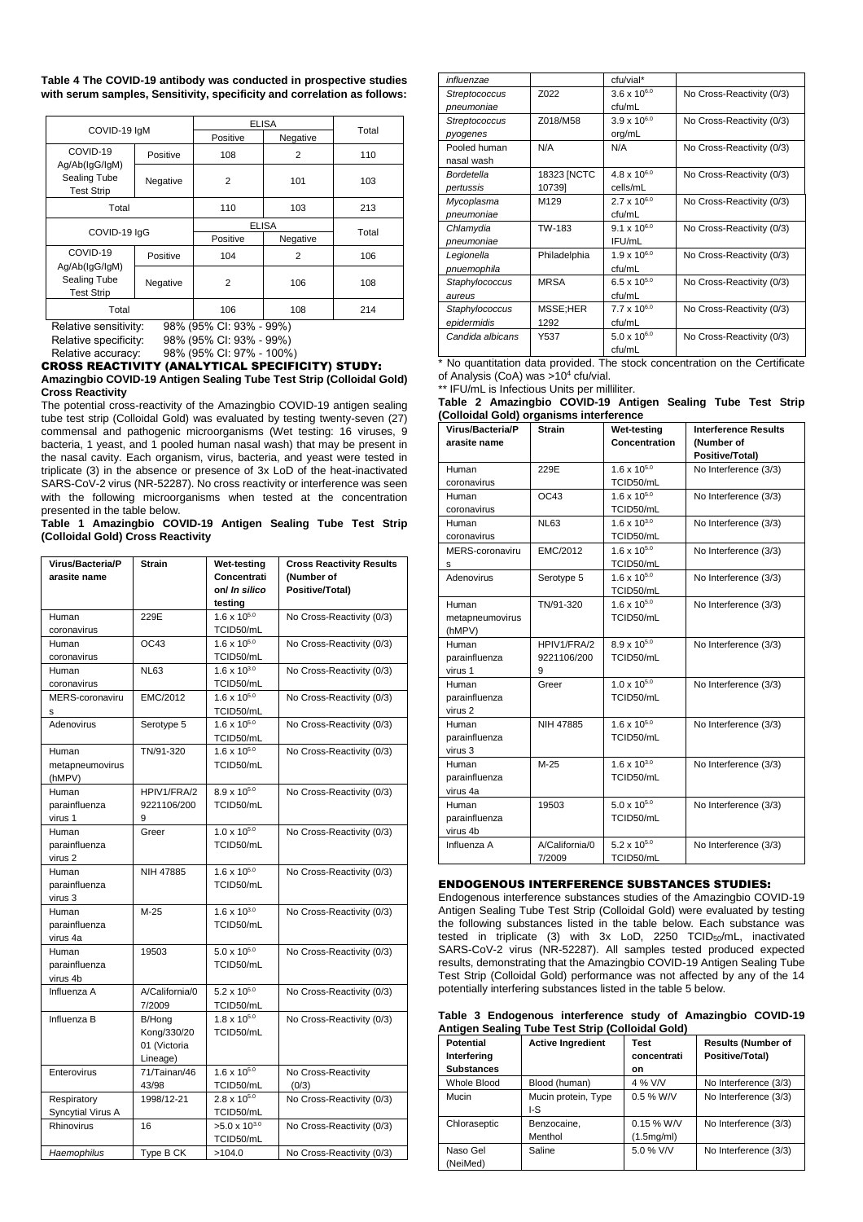**Table 4 The COVID-19 antibody was conducted in prospective studies with serum samples, Sensitivity, specificity and correlation as follows:**

| COVID-19 IgM | | ELISA | | Total |
|---|---|---|---|---|
| | | Positive | Negative | |
| COVID-19 Ag/Ab(IgG/IgM) Sealing Tube Test Strip | Positive | 108 | 2 | 110 |
| | Negative | 2 | 101 | 103 |
| Total | | 110 | 103 | 213 |

| COVID-19 IgG | | ELISA | | Total |
|---|---|---|---|---|
| | | Positive | Negative | |
| COVID-19 Ag/Ab(IgG/IgM) Sealing Tube Test Strip | Positive | 104 | 2 | 106 |
| | Negative | 2 | 106 | 108 |
| Total | | 106 | 108 | 214 |

Relative sensitivity: 98% (95% CI: 93% - 99%)
Relative specificity: 98% (95% CI: 93% - 99%)
Relative accuracy: 98% (95% CI: 97% - 100%)

## CROSS REACTIVITY (ANALYTICAL SPECIFICITY) STUDY:

**Amazingbio COVID-19 Antigen Sealing Tube Test Strip (Colloidal Gold) Cross Reactivity**

The potential cross-reactivity of the Amazingbio COVID-19 antigen sealing tube test strip (Colloidal Gold) was evaluated by testing twenty-seven (27) commensal and pathogenic microorganisms (Wet testing: 16 viruses, 9 bacteria, 1 yeast, and 1 pooled human nasal wash) that may be present in the nasal cavity. Each organism, virus, bacteria, and yeast were tested in triplicate (3) in the absence or presence of 3x LoD of the heat-inactivated SARS-CoV-2 virus (NR-52287). No cross reactivity or interference was seen with the following microorganisms when tested at the concentration presented in the table below.

**Table 1 Amazingbio COVID-19 Antigen Sealing Tube Test Strip (Colloidal Gold) Cross Reactivity**

| Virus/Bacteria/Parasite name | Strain | Wet-testing Concentration/ *In silico* testing | Cross Reactivity Results (Number of Positive/Total) |
|---|---|---|---|
| Human coronavirus | 229E | $1.6 \times 10^{5.0}$ TCID50/mL | No Cross-Reactivity (0/3) |
| Human coronavirus | OC43 | $1.6 \times 10^{5.0}$ TCID50/mL | No Cross-Reactivity (0/3) |
| Human coronavirus | NL63 | $1.6 \times 10^{3.0}$ TCID50/mL | No Cross-Reactivity (0/3) |
| MERS-coronavirus | EMC/2012 | $1.6 \times 10^{5.0}$ TCID50/mL | No Cross-Reactivity (0/3) |
| Adenovirus | Serotype 5 | $1.6 \times 10^{5.0}$ TCID50/mL | No Cross-Reactivity (0/3) |
| Human metapneumovirus (hMPV) | TN/91-320 | $1.6 \times 10^{5.0}$ TCID50/mL | No Cross-Reactivity (0/3) |
| Human parainfluenza virus 1 | HPIV1/FRA/29221106/2009 | $8.9 \times 10^{5.0}$ TCID50/mL | No Cross-Reactivity (0/3) |
| Human parainfluenza virus 2 | Greer | $1.0 \times 10^{5.0}$ TCID50/mL | No Cross-Reactivity (0/3) |
| Human parainfluenza virus 3 | NIH 47885 | $1.6 \times 10^{5.0}$ TCID50/mL | No Cross-Reactivity (0/3) |
| Human parainfluenza virus 4a | M-25 | $1.6 \times 10^{3.0}$ TCID50/mL | No Cross-Reactivity (0/3) |
| Human parainfluenza virus 4b | 19503 | $5.0 \times 10^{5.0}$ TCID50/mL | No Cross-Reactivity (0/3) |
| Influenza A | A/California/07/2009 | $5.2 \times 10^{5.0}$ TCID50/mL | No Cross-Reactivity (0/3) |
| Influenza B | B/Hong Kong/330/2001 (Victoria Lineage) | $1.8 \times 10^{5.0}$ TCID50/mL | No Cross-Reactivity (0/3) |
| Enterovirus | 71/Tainan/4643/98 | $1.6 \times 10^{5.0}$ TCID50/mL | No Cross-Reactivity (0/3) |
| Respiratory Syncytial Virus A | 1998/12-21 | $2.8 \times 10^{5.0}$ TCID50/mL | No Cross-Reactivity (0/3) |
| Rhinovirus | 16 | $>5.0 \times 10^{3.0}$ TCID50/mL | No Cross-Reactivity (0/3) |
| *Haemophilus influenzae* | Type B CK | >104.0 cfu/vial* | No Cross-Reactivity (0/3) |
| *Streptococcus pneumoniae* | Z022 | $3.6 \times 10^{6.0}$ cfu/mL | No Cross-Reactivity (0/3) |
| *Streptococcus pyogenes* | Z018/M58 | $3.9 \times 10^{6.0}$ org/mL | No Cross-Reactivity (0/3) |
| Pooled human nasal wash | N/A | N/A | No Cross-Reactivity (0/3) |
| *Bordetella pertussis* | 18323 [NCTC 10739] | $4.8 \times 10^{6.0}$ cells/mL | No Cross-Reactivity (0/3) |
| *Mycoplasma pneumoniae* | M129 | $2.7 \times 10^{6.0}$ cfu/mL | No Cross-Reactivity (0/3) |
| *Chlamydia pneumoniae* | TW-183 | $9.1 \times 10^{6.0}$ IFU/mL | No Cross-Reactivity (0/3) |
| *Legionella pnuemophila* | Philadelphia | $1.9 \times 10^{6.0}$ cfu/mL | No Cross-Reactivity (0/3) |
| *Staphylococcus aureus* | MRSA | $6.5 \times 10^{5.0}$ cfu/mL | No Cross-Reactivity (0/3) |
| *Staphylococcus epidermidis* | MSSE;HER 1292 | $7.7 \times 10^{6.0}$ cfu/mL | No Cross-Reactivity (0/3) |
| *Candida albicans* | Y537 | $5.0 \times 10^{6.0}$ cfu/mL | No Cross-Reactivity (0/3) |

\* No quantitation data provided. The stock concentration on the Certificate of Analysis (CoA) was $>10^4$ cfu/vial.

\*\* IFU/mL is Infectious Units per milliliter.

**Table 2 Amazingbio COVID-19 Antigen Sealing Tube Test Strip (Colloidal Gold) organisms interference**

| Virus/Bacteria/Parasite name | Strain | Wet-testing Concentration | Interference Results (Number of Positive/Total) |
|---|---|---|---|
| Human coronavirus | 229E | $1.6 \times 10^{5.0}$ TCID50/mL | No Interference (3/3) |
| Human coronavirus | OC43 | $1.6 \times 10^{5.0}$ TCID50/mL | No Interference (3/3) |
| Human coronavirus | NL63 | $1.6 \times 10^{3.0}$ TCID50/mL | No Interference (3/3) |
| MERS-coronavirus | EMC/2012 | $1.6 \times 10^{5.0}$ TCID50/mL | No Interference (3/3) |
| Adenovirus | Serotype 5 | $1.6 \times 10^{5.0}$ TCID50/mL | No Interference (3/3) |
| Human metapneumovirus (hMPV) | TN/91-320 | $1.6 \times 10^{5.0}$ TCID50/mL | No Interference (3/3) |
| Human parainfluenza virus 1 | HPIV1/FRA/29221106/2009 | $8.9 \times 10^{5.0}$ TCID50/mL | No Interference (3/3) |
| Human parainfluenza virus 2 | Greer | $1.0 \times 10^{5.0}$ TCID50/mL | No Interference (3/3) |
| Human parainfluenza virus 3 | NIH 47885 | $1.6 \times 10^{5.0}$ TCID50/mL | No Interference (3/3) |
| Human parainfluenza virus 4a | M-25 | $1.6 \times 10^{3.0}$ TCID50/mL | No Interference (3/3) |
| Human parainfluenza virus 4b | 19503 | $5.0 \times 10^{5.0}$ TCID50/mL | No Interference (3/3) |
| Influenza A | A/California/07/2009 | $5.2 \times 10^{5.0}$ TCID50/mL | No Interference (3/3) |

## ENDOGENOUS INTERFERENCE SUBSTANCES STUDIES:

Endogenous interference substances studies of the Amazingbio COVID-19 Antigen Sealing Tube Test Strip (Colloidal Gold) were evaluated by testing the following substances listed in the table below. Each substance was tested in triplicate (3) with 3x LoD, 2250 $TCID_{50}$/mL, inactivated SARS-CoV-2 virus (NR-52287). All samples tested produced expected results, demonstrating that the Amazingbio COVID-19 Antigen Sealing Tube Test Strip (Colloidal Gold) performance was not affected by any of the 14 potentially interfering substances listed in the table 5 below.

**Table 3 Endogenous interference study of Amazingbio COVID-19 Antigen Sealing Tube Test Strip (Colloidal Gold)**

| Potential Interfering Substances | Active Ingredient | Test concentration | Results (Number of Positive/Total) |
|---|---|---|---|
| Whole Blood | Blood (human) | 4 % V/V | No Interference (3/3) |
| Mucin | Mucin protein, Type I-S | 0.5 % W/V | No Interference (3/3) |
| Chloraseptic | Benzocaine, Menthol | 0.15 % W/V (1.5mg/ml) | No Interference (3/3) |
| Naso Gel (NeiMed) | Saline | 5.0 % V/V | No Interference (3/3) |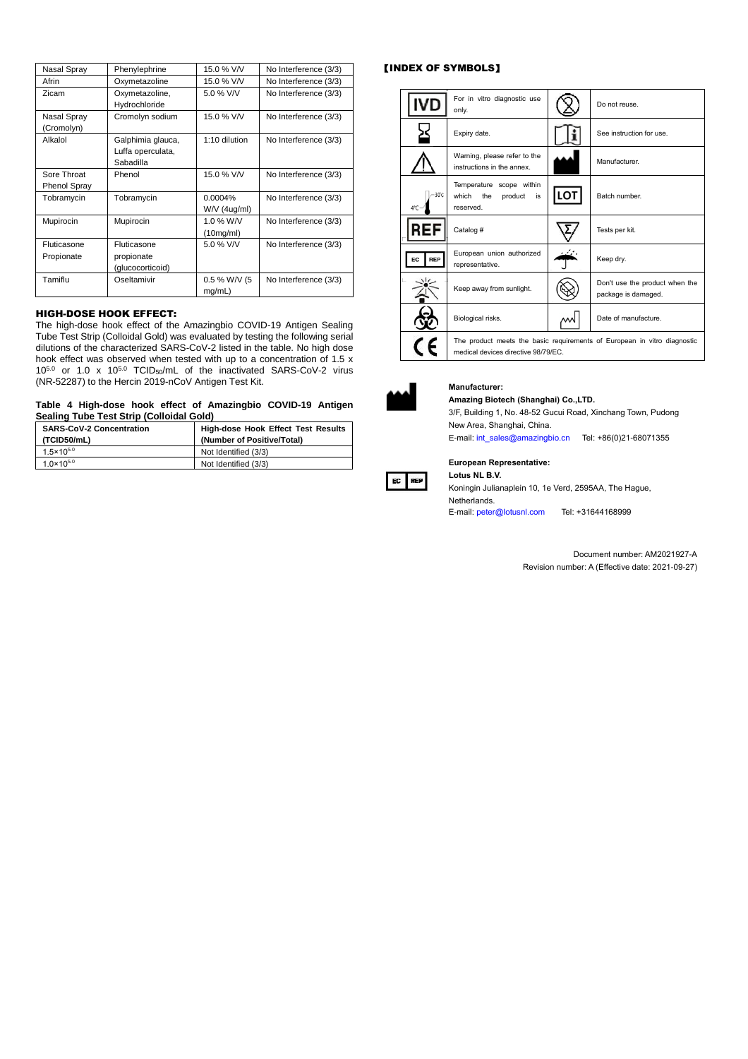| | | | |
|---|---|---|---|
| Nasal Spray | Phenylephrine | 15.0 % V/V | No Interference (3/3) |
| Afrin | Oxymetazoline | 15.0 % V/V | No Interference (3/3) |
| Zicam | Oxymetazoline, Hydrochloride | 5.0 % V/V | No Interference (3/3) |
| Nasal Spray (Cromolyn) | Cromolyn sodium | 15.0 % V/V | No Interference (3/3) |
| Alkalol | Galphimia glauca, Luffa operculata, Sabadilla | 1:10 dilution | No Interference (3/3) |
| Sore Throat Phenol Spray | Phenol | 15.0 % V/V | No Interference (3/3) |
| Tobramycin | Tobramycin | 0.0004% W/V (4ug/ml) | No Interference (3/3) |
| Mupirocin | Mupirocin | 1.0 % W/V (10mg/ml) | No Interference (3/3) |
| Fluticasone Propionate | Fluticasone propionate (glucocorticoid) | 5.0 % V/V | No Interference (3/3) |
| Tamiflu | Oseltamivir | 0.5 % W/V (5 mg/mL) | No Interference (3/3) |

## HIGH-DOSE HOOK EFFECT:

The high-dose hook effect of the Amazingbio COVID-19 Antigen Sealing Tube Test Strip (Colloidal Gold) was evaluated by testing the following serial dilutions of the characterized SARS-CoV-2 listed in the table. No high dose hook effect was observed when tested with up to a concentration of 1.5 x $10^{5.0}$ or 1.0 x $10^{5.0}$ $TCID_{50}$/mL of the inactivated SARS-CoV-2 virus (NR-52287) to the Hercin 2019-nCoV Antigen Test Kit.

**Table 4 High-dose hook effect of Amazingbio COVID-19 Antigen Sealing Tube Test Strip (Colloidal Gold)**

| SARS-CoV-2 Concentration (TCID50/mL) | High-dose Hook Effect Test Results (Number of Positive/Total) |
|---|---|
| $1.5\times10^{5.0}$ | Not Identified (3/3) |
| $1.0\times10^{5.0}$ | Not Identified (3/3) |

## 【INDEX OF SYMBOLS】

| | | | |
|---|---|---|---|
| IVD | For in vitro diagnostic use only. | | Do not reuse. |
| | Expiry date. | | See instruction for use. |
| | Warning, please refer to the instructions in the annex. | | Manufacturer. |
| 4℃–30℃ | Temperature scope within which the product is reserved. | LOT | Batch number. |
| REF | Catalog # | | Tests per kit. |
| EC REP | European union authorized representative. | | Keep dry. |
| | Keep away from sunlight. | | Don't use the product when the package is damaged. |
| | Biological risks. | | Date of manufacture. |
| CE | The product meets the basic requirements of European in vitro diagnostic medical devices directive 98/79/EC. | | |

**Manufacturer:**
**Amazing Biotech (Shanghai) Co.,LTD.**
3/F, Building 1, No. 48-52 Gucui Road, Xinchang Town, Pudong New Area, Shanghai, China.
E-mail: int_sales@amazingbio.cn Tel: +86(0)21-68071355

**European Representative:**
**Lotus NL B.V.**
Koningin Julianaplein 10, 1e Verd, 2595AA, The Hague, Netherlands.
E-mail: peter@lotusnl.com Tel: +31644168999

Document number: AM2021927-A
Revision number: A (Effective date: 2021-09-27)